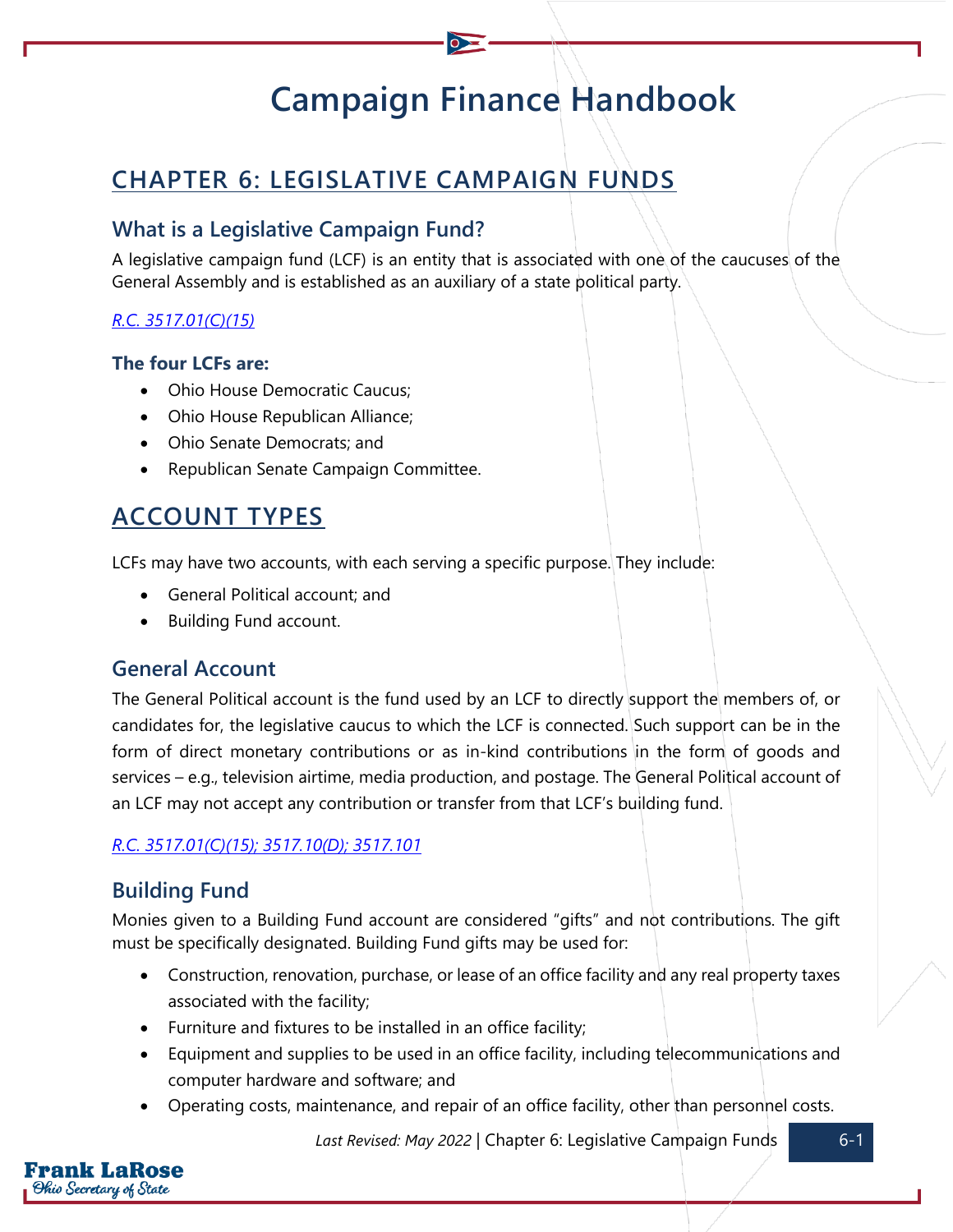# Campaign Finance Handbook

## CHAPTER 6: LEGISLATIVE CAMPAIGN FUNDS

### What is a Legislative Campaign Fund?

A legislative campaign fund (LCF) is an entity that is associated with one of the caucuses of the General Assembly and is established as an auxiliary of a state political party.

*R.C. 3517.01(C)(15)*

**The four LCFs are:**

- Ohio House Democratic Caucus;
- Ohio House Republican Alliance;
- Ohio Senate Democrats; and
- Republican Senate Campaign Committee.

## ACCOUNT TYPES

LCFs may have two accounts, with each serving a specific purpose. They include:

- General Political account; and
- Building Fund account.

### General Account

The General Political account is the fund used by an LCF to directly support the members of, or candidates for, the legislative caucus to which the LCF is connected. Such support can be in the form of direct monetary contributions or as in-kind contributions in the form of goods and services – e.g., television airtime, media production, and postage. The General Political account of an LCF may not accept any contribution or transfer from that LCF's building fund.

*R.C. 3517.01(C)(15); 3517.10(D); 3517.101*

### Building Fund

Monies given to a Building Fund account are considered "gifts" and not contributions. The gift must be specifically designated. Building Fund gifts may be used for:

- Construction, renovation, purchase, or lease of an office facility and any real property taxes associated with the facility;
- Furniture and fixtures to be installed in an office facility;
- Equipment and supplies to be used in an office facility, including telecommunications and computer hardware and software; and
- Operating costs, maintenance, and repair of an office facility, other than personnel costs.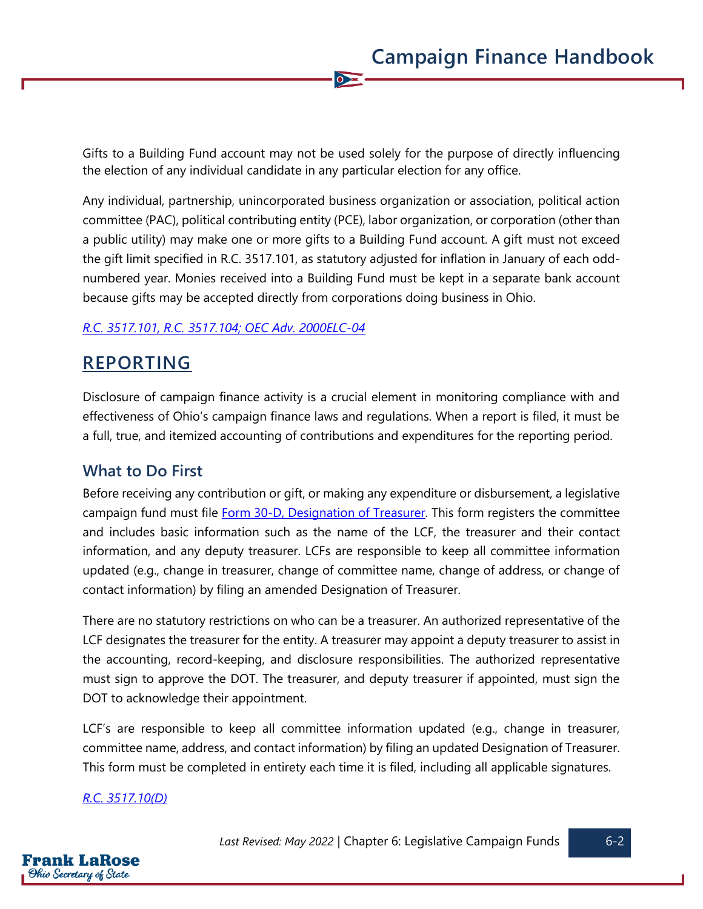Gifts to a Building Fund account may not be used solely for the purpose of directly influencing the election of any individual candidate in any particular election for any office.

Any individual, partnership, unincorporated business organization or association, political action committee (PAC), political contributing entity (PCE), labor organization, or corporation (other than a public utility) may make one or more gifts to a Building Fund account. A gift must not exceed the gift limit specified in R.C. 3517.101, as statutory adjusted for inflation in January of each odd-numbered year. Monies received into a Building Fund must be kept in a separate bank account because gifts may be accepted directly from corporations doing business in Ohio.

*R.C. 3517.101, R.C. 3517.104; OEC Adv. 2000ELC-04*

## REPORTING

Disclosure of campaign finance activity is a crucial element in monitoring compliance with and effectiveness of Ohio's campaign finance laws and regulations. When a report is filed, it must be a full, true, and itemized accounting of contributions and expenditures for the reporting period.

### What to Do First

Before receiving any contribution or gift, or making any expenditure or disbursement, a legislative campaign fund must file Form 30-D, Designation of Treasurer. This form registers the committee and includes basic information such as the name of the LCF, the treasurer and their contact information, and any deputy treasurer. LCFs are responsible to keep all committee information updated (e.g., change in treasurer, change of committee name, change of address, or change of contact information) by filing an amended Designation of Treasurer.

There are no statutory restrictions on who can be a treasurer. An authorized representative of the LCF designates the treasurer for the entity. A treasurer may appoint a deputy treasurer to assist in the accounting, record-keeping, and disclosure responsibilities. The authorized representative must sign to approve the DOT. The treasurer, and deputy treasurer if appointed, must sign the DOT to acknowledge their appointment.

LCF's are responsible to keep all committee information updated (e.g., change in treasurer, committee name, address, and contact information) by filing an updated Designation of Treasurer. This form must be completed in entirety each time it is filed, including all applicable signatures.

*R.C. 3517.10(D)*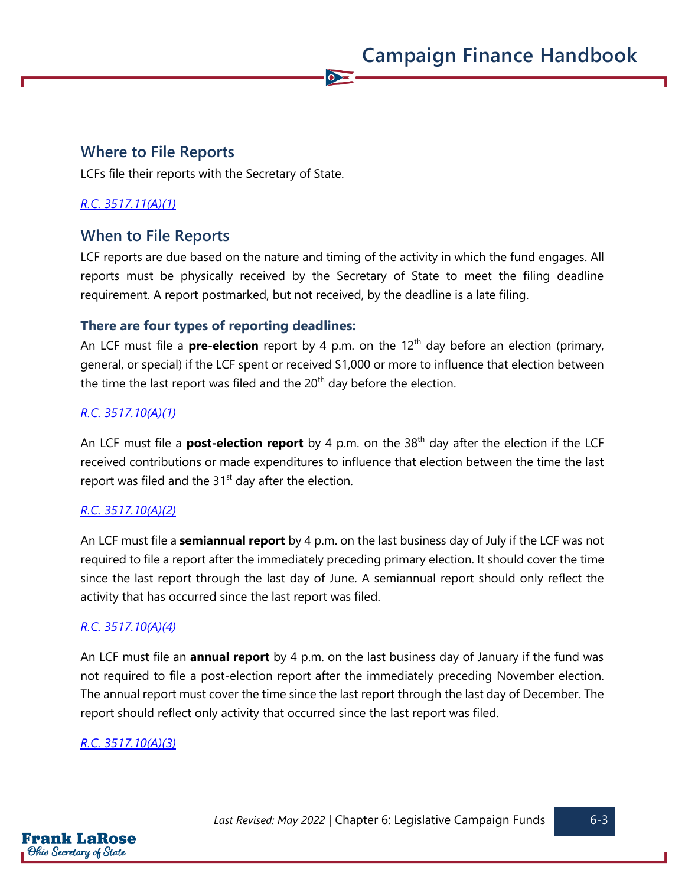## Where to File Reports

LCFs file their reports with the Secretary of State.

*[R.C. 3517.11(A)(1)](#)*

## When to File Reports

LCF reports are due based on the nature and timing of the activity in which the fund engages. All reports must be physically received by the Secretary of State to meet the filing deadline requirement. A report postmarked, but not received, by the deadline is a late filing.

### There are four types of reporting deadlines:

An LCF must file a **pre-election** report by 4 p.m. on the 12th day before an election (primary, general, or special) if the LCF spent or received $1,000 or more to influence that election between the time the last report was filed and the 20th day before the election.

*[R.C. 3517.10(A)(1)](#)*

An LCF must file a **post-election report** by 4 p.m. on the 38th day after the election if the LCF received contributions or made expenditures to influence that election between the time the last report was filed and the 31st day after the election.

*[R.C. 3517.10(A)(2)](#)*

An LCF must file a **semiannual report** by 4 p.m. on the last business day of July if the LCF was not required to file a report after the immediately preceding primary election. It should cover the time since the last report through the last day of June. A semiannual report should only reflect the activity that has occurred since the last report was filed.

*[R.C. 3517.10(A)(4)](#)*

An LCF must file an **annual report** by 4 p.m. on the last business day of January if the fund was not required to file a post-election report after the immediately preceding November election. The annual report must cover the time since the last report through the last day of December. The report should reflect only activity that occurred since the last report was filed.

*[R.C. 3517.10(A)(3)](#)*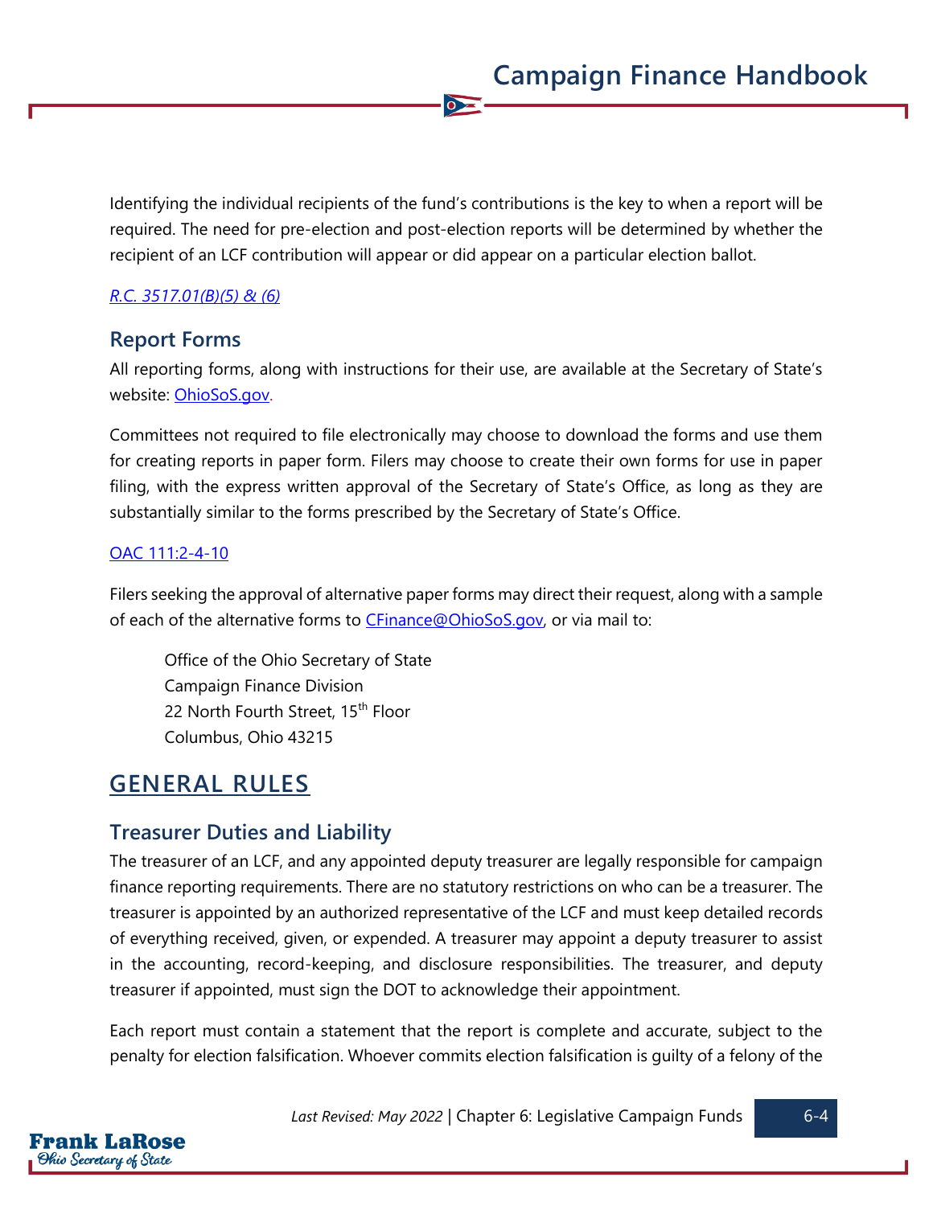Identifying the individual recipients of the fund's contributions is the key to when a report will be required. The need for pre-election and post-election reports will be determined by whether the recipient of an LCF contribution will appear or did appear on a particular election ballot.

[R.C. 3517.01(B)(5) & (6)]()

### Report Forms

All reporting forms, along with instructions for their use, are available at the Secretary of State's website: [OhioSoS.gov]().

Committees not required to file electronically may choose to download the forms and use them for creating reports in paper form. Filers may choose to create their own forms for use in paper filing, with the express written approval of the Secretary of State's Office, as long as they are substantially similar to the forms prescribed by the Secretary of State's Office.

[OAC 111:2-4-10]()

Filers seeking the approval of alternative paper forms may direct their request, along with a sample of each of the alternative forms to [CFinance@OhioSoS.gov](), or via mail to:

> Office of the Ohio Secretary of State
> Campaign Finance Division
> 22 North Fourth Street, 15th Floor
> Columbus, Ohio 43215

## GENERAL RULES

### Treasurer Duties and Liability

The treasurer of an LCF, and any appointed deputy treasurer are legally responsible for campaign finance reporting requirements. There are no statutory restrictions on who can be a treasurer. The treasurer is appointed by an authorized representative of the LCF and must keep detailed records of everything received, given, or expended. A treasurer may appoint a deputy treasurer to assist in the accounting, record-keeping, and disclosure responsibilities. The treasurer, and deputy treasurer if appointed, must sign the DOT to acknowledge their appointment.

Each report must contain a statement that the report is complete and accurate, subject to the penalty for election falsification. Whoever commits election falsification is guilty of a felony of the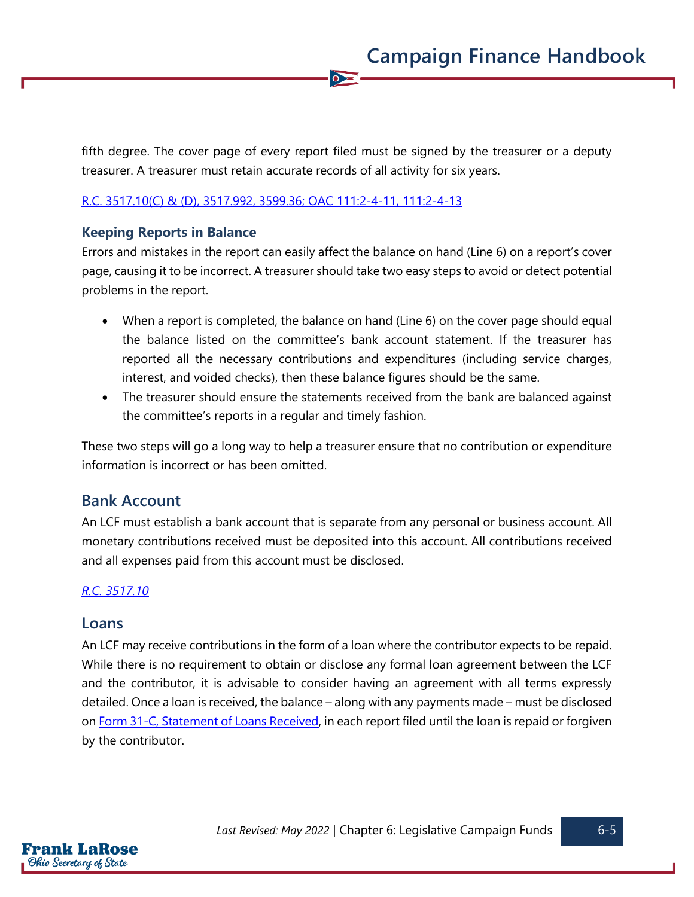fifth degree. The cover page of every report filed must be signed by the treasurer or a deputy treasurer. A treasurer must retain accurate records of all activity for six years.

R.C. 3517.10(C) & (D), 3517.992, 3599.36; OAC 111:2-4-11, 111:2-4-13

### Keeping Reports in Balance

Errors and mistakes in the report can easily affect the balance on hand (Line 6) on a report's cover page, causing it to be incorrect. A treasurer should take two easy steps to avoid or detect potential problems in the report.

- When a report is completed, the balance on hand (Line 6) on the cover page should equal the balance listed on the committee's bank account statement. If the treasurer has reported all the necessary contributions and expenditures (including service charges, interest, and voided checks), then these balance figures should be the same.
- The treasurer should ensure the statements received from the bank are balanced against the committee's reports in a regular and timely fashion.

These two steps will go a long way to help a treasurer ensure that no contribution or expenditure information is incorrect or has been omitted.

## Bank Account

An LCF must establish a bank account that is separate from any personal or business account. All monetary contributions received must be deposited into this account. All contributions received and all expenses paid from this account must be disclosed.

*R.C. 3517.10*

## Loans

An LCF may receive contributions in the form of a loan where the contributor expects to be repaid. While there is no requirement to obtain or disclose any formal loan agreement between the LCF and the contributor, it is advisable to consider having an agreement with all terms expressly detailed. Once a loan is received, the balance – along with any payments made – must be disclosed on Form 31-C, Statement of Loans Received, in each report filed until the loan is repaid or forgiven by the contributor.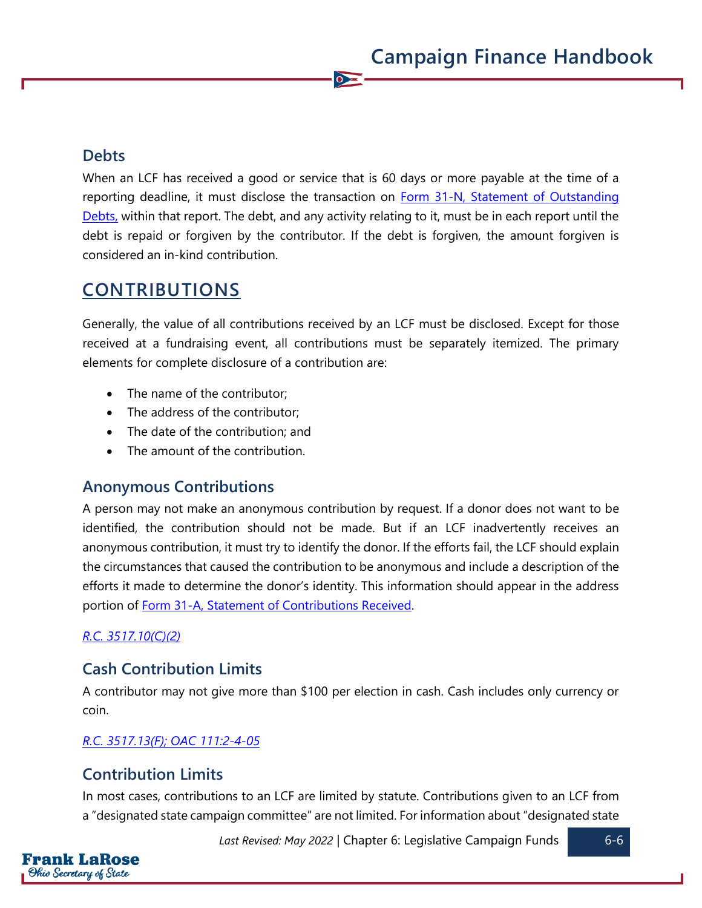### Debts

When an LCF has received a good or service that is 60 days or more payable at the time of a reporting deadline, it must disclose the transaction on [Form 31-N, Statement of Outstanding Debts,](#) within that report. The debt, and any activity relating to it, must be in each report until the debt is repaid or forgiven by the contributor. If the debt is forgiven, the amount forgiven is considered an in-kind contribution.

## CONTRIBUTIONS

Generally, the value of all contributions received by an LCF must be disclosed. Except for those received at a fundraising event, all contributions must be separately itemized. The primary elements for complete disclosure of a contribution are:

- The name of the contributor;
- The address of the contributor;
- The date of the contribution; and
- The amount of the contribution.

### Anonymous Contributions

A person may not make an anonymous contribution by request. If a donor does not want to be identified, the contribution should not be made. But if an LCF inadvertently receives an anonymous contribution, it must try to identify the donor. If the efforts fail, the LCF should explain the circumstances that caused the contribution to be anonymous and include a description of the efforts it made to determine the donor's identity. This information should appear in the address portion of [Form 31-A, Statement of Contributions Received](#).

*R.C. 3517.10(C)(2)*

### Cash Contribution Limits

A contributor may not give more than $100 per election in cash. Cash includes only currency or coin.

*R.C. 3517.13(F); OAC 111:2-4-05*

### Contribution Limits

In most cases, contributions to an LCF are limited by statute. Contributions given to an LCF from a "designated state campaign committee" are not limited. For information about "designated state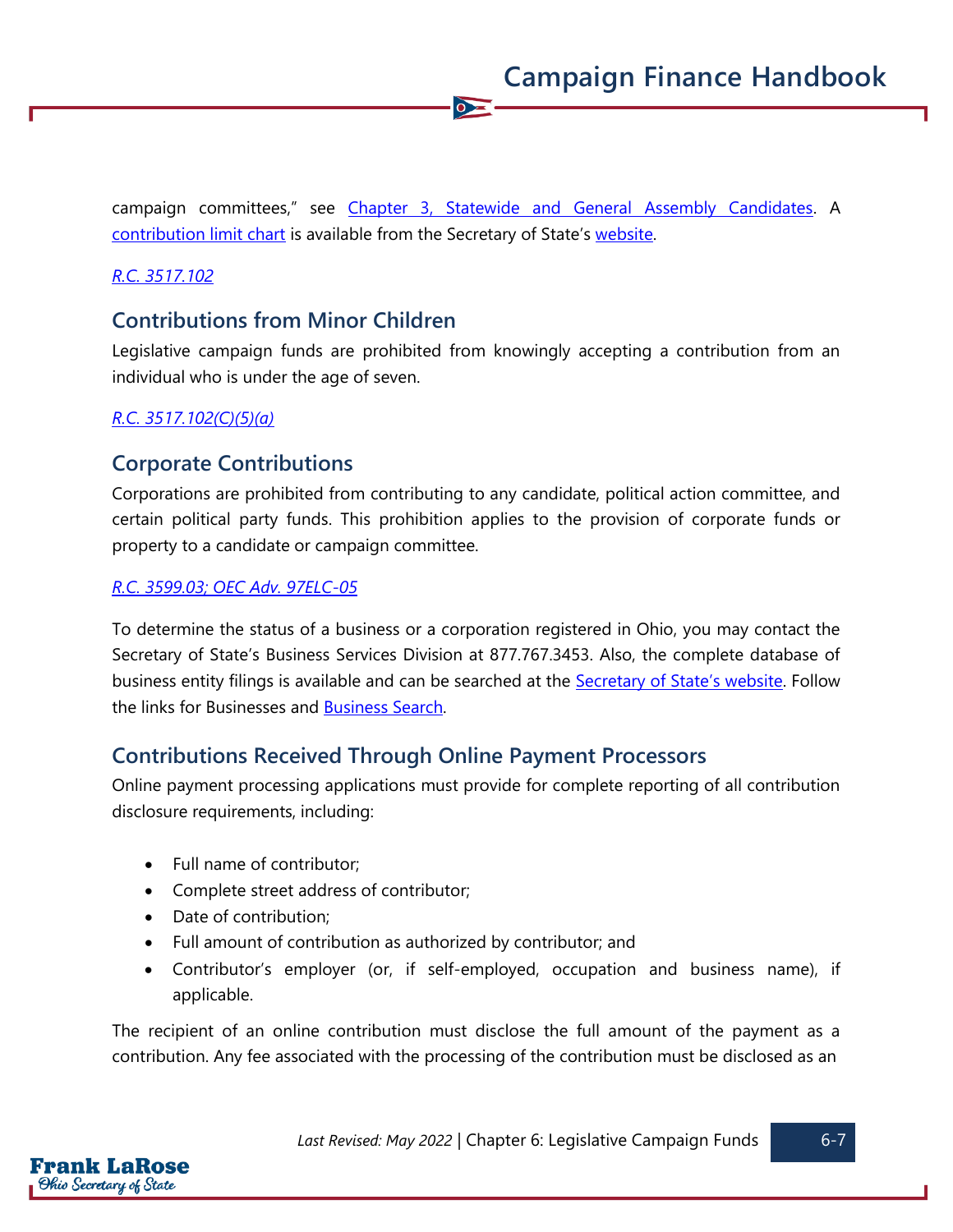campaign committees," see [Chapter 3, Statewide and General Assembly Candidates](). A [contribution limit chart]() is available from the Secretary of State's [website]().

*[R.C. 3517.102]()*

## Contributions from Minor Children

Legislative campaign funds are prohibited from knowingly accepting a contribution from an individual who is under the age of seven.

*[R.C. 3517.102(C)(5)(a)]()*

## Corporate Contributions

Corporations are prohibited from contributing to any candidate, political action committee, and certain political party funds. This prohibition applies to the provision of corporate funds or property to a candidate or campaign committee.

*[R.C. 3599.03; OEC Adv. 97ELC-05]()*

To determine the status of a business or a corporation registered in Ohio, you may contact the Secretary of State's Business Services Division at 877.767.3453. Also, the complete database of business entity filings is available and can be searched at the [Secretary of State's website](). Follow the links for Businesses and [Business Search]().

## Contributions Received Through Online Payment Processors

Online payment processing applications must provide for complete reporting of all contribution disclosure requirements, including:

- Full name of contributor;
- Complete street address of contributor;
- Date of contribution;
- Full amount of contribution as authorized by contributor; and
- Contributor's employer (or, if self-employed, occupation and business name), if applicable.

The recipient of an online contribution must disclose the full amount of the payment as a contribution. Any fee associated with the processing of the contribution must be disclosed as an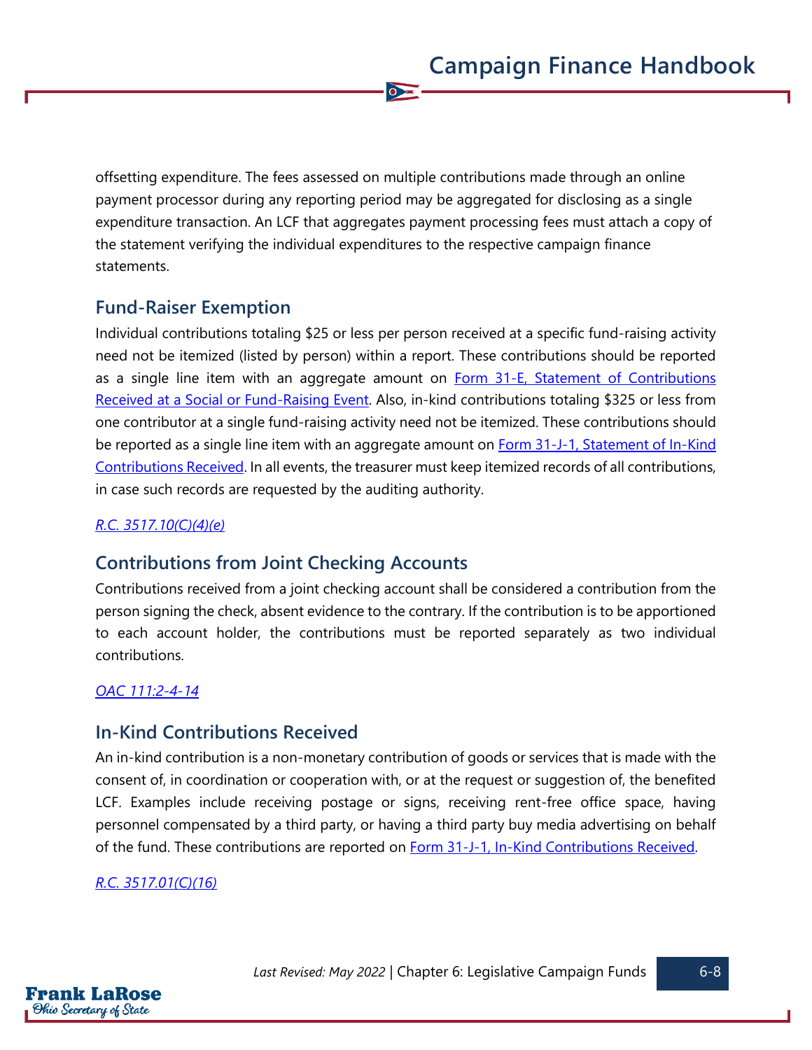offsetting expenditure. The fees assessed on multiple contributions made through an online payment processor during any reporting period may be aggregated for disclosing as a single expenditure transaction. An LCF that aggregates payment processing fees must attach a copy of the statement verifying the individual expenditures to the respective campaign finance statements.

## Fund-Raiser Exemption

Individual contributions totaling $25 or less per person received at a specific fund-raising activity need not be itemized (listed by person) within a report. These contributions should be reported as a single line item with an aggregate amount on [Form 31-E, Statement of Contributions Received at a Social or Fund-Raising Event](). Also, in-kind contributions totaling $325 or less from one contributor at a single fund-raising activity need not be itemized. These contributions should be reported as a single line item with an aggregate amount on [Form 31-J-1, Statement of In-Kind Contributions Received](). In all events, the treasurer must keep itemized records of all contributions, in case such records are requested by the auditing authority.

*[R.C. 3517.10(C)(4)(e)]()*

## Contributions from Joint Checking Accounts

Contributions received from a joint checking account shall be considered a contribution from the person signing the check, absent evidence to the contrary. If the contribution is to be apportioned to each account holder, the contributions must be reported separately as two individual contributions.

*[OAC 111:2-4-14]()*

## In-Kind Contributions Received

An in-kind contribution is a non-monetary contribution of goods or services that is made with the consent of, in coordination or cooperation with, or at the request or suggestion of, the benefited LCF. Examples include receiving postage or signs, receiving rent-free office space, having personnel compensated by a third party, or having a third party buy media advertising on behalf of the fund. These contributions are reported on [Form 31-J-1, In-Kind Contributions Received]().

*[R.C. 3517.01(C)(16)]()*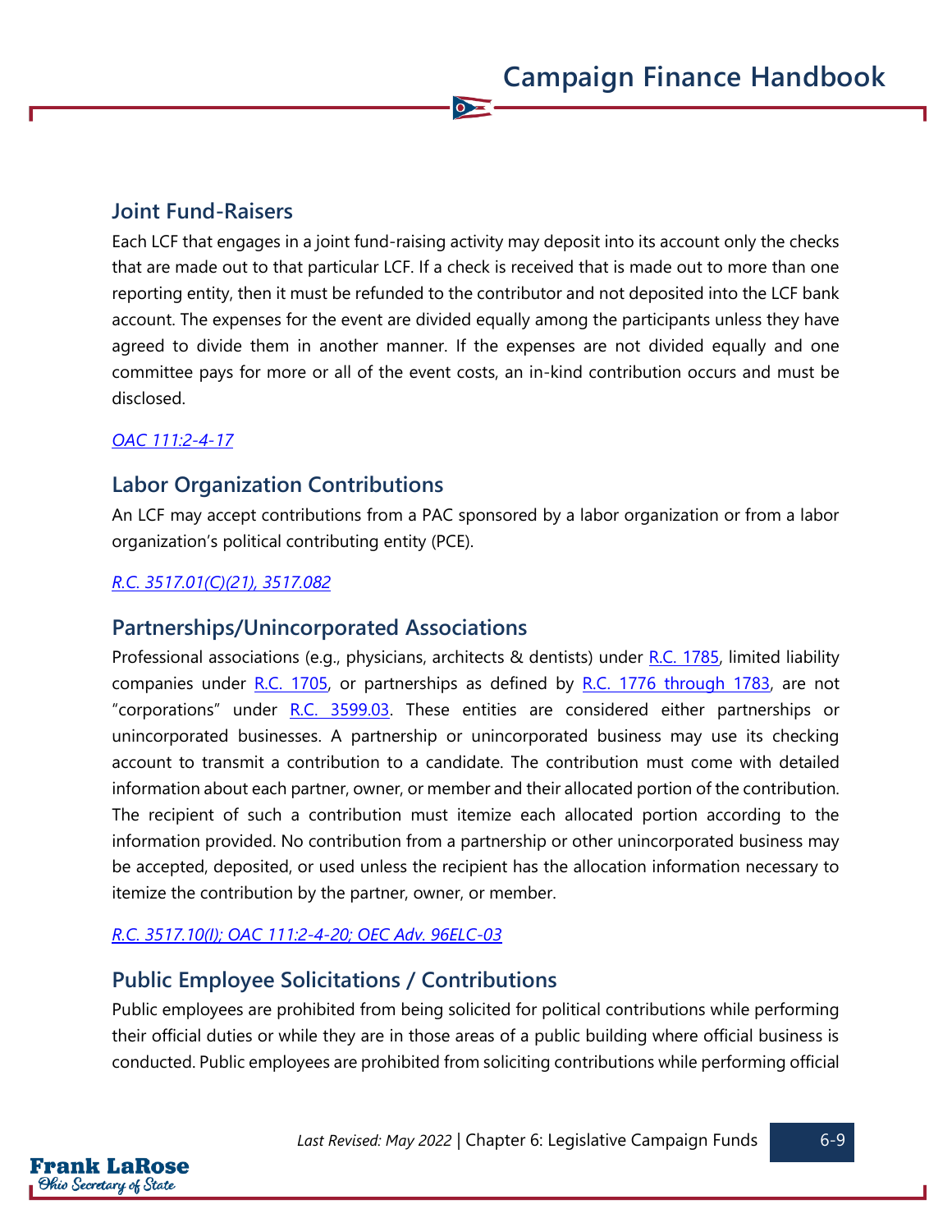## Joint Fund-Raisers

Each LCF that engages in a joint fund-raising activity may deposit into its account only the checks that are made out to that particular LCF. If a check is received that is made out to more than one reporting entity, then it must be refunded to the contributor and not deposited into the LCF bank account. The expenses for the event are divided equally among the participants unless they have agreed to divide them in another manner. If the expenses are not divided equally and one committee pays for more or all of the event costs, an in-kind contribution occurs and must be disclosed.

*OAC 111:2-4-17*

## Labor Organization Contributions

An LCF may accept contributions from a PAC sponsored by a labor organization or from a labor organization's political contributing entity (PCE).

*R.C. 3517.01(C)(21), 3517.082*

## Partnerships/Unincorporated Associations

Professional associations (e.g., physicians, architects & dentists) under R.C. 1785, limited liability companies under R.C. 1705, or partnerships as defined by R.C. 1776 through 1783, are not "corporations" under R.C. 3599.03. These entities are considered either partnerships or unincorporated businesses. A partnership or unincorporated business may use its checking account to transmit a contribution to a candidate. The contribution must come with detailed information about each partner, owner, or member and their allocated portion of the contribution. The recipient of such a contribution must itemize each allocated portion according to the information provided. No contribution from a partnership or other unincorporated business may be accepted, deposited, or used unless the recipient has the allocation information necessary to itemize the contribution by the partner, owner, or member.

*R.C. 3517.10(I); OAC 111:2-4-20; OEC Adv. 96ELC-03*

## Public Employee Solicitations / Contributions

Public employees are prohibited from being solicited for political contributions while performing their official duties or while they are in those areas of a public building where official business is conducted. Public employees are prohibited from soliciting contributions while performing official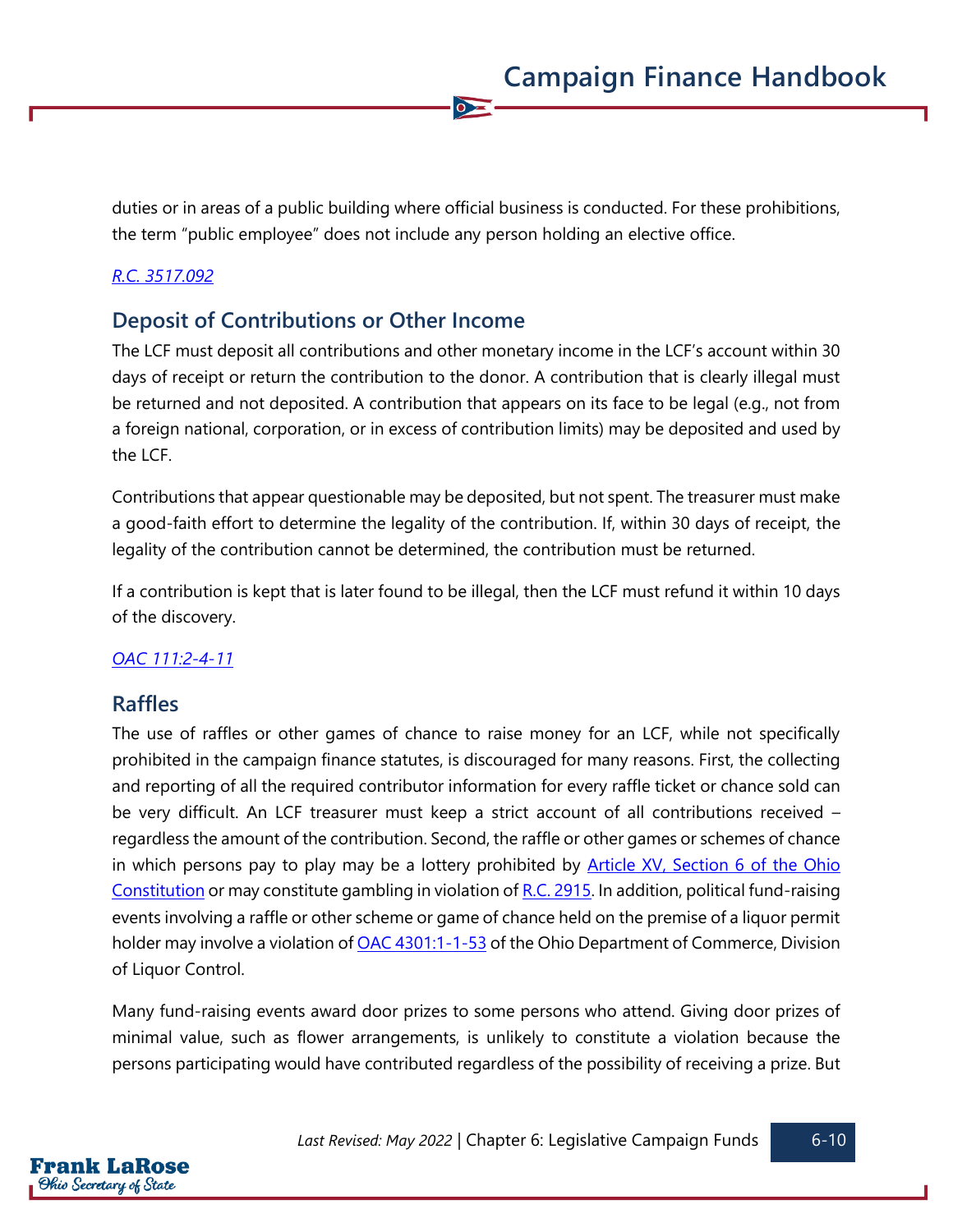duties or in areas of a public building where official business is conducted. For these prohibitions, the term "public employee" does not include any person holding an elective office.

*[R.C. 3517.092](#)*

## Deposit of Contributions or Other Income

The LCF must deposit all contributions and other monetary income in the LCF's account within 30 days of receipt or return the contribution to the donor. A contribution that is clearly illegal must be returned and not deposited. A contribution that appears on its face to be legal (e.g., not from a foreign national, corporation, or in excess of contribution limits) may be deposited and used by the LCF.

Contributions that appear questionable may be deposited, but not spent. The treasurer must make a good-faith effort to determine the legality of the contribution. If, within 30 days of receipt, the legality of the contribution cannot be determined, the contribution must be returned.

If a contribution is kept that is later found to be illegal, then the LCF must refund it within 10 days of the discovery.

*[OAC 111:2-4-11](#)*

## Raffles

The use of raffles or other games of chance to raise money for an LCF, while not specifically prohibited in the campaign finance statutes, is discouraged for many reasons. First, the collecting and reporting of all the required contributor information for every raffle ticket or chance sold can be very difficult. An LCF treasurer must keep a strict account of all contributions received – regardless the amount of the contribution. Second, the raffle or other games or schemes of chance in which persons pay to play may be a lottery prohibited by [Article XV, Section 6 of the Ohio Constitution](#) or may constitute gambling in violation of [R.C. 2915](#). In addition, political fund-raising events involving a raffle or other scheme or game of chance held on the premise of a liquor permit holder may involve a violation of [OAC 4301:1-1-53](#) of the Ohio Department of Commerce, Division of Liquor Control.

Many fund-raising events award door prizes to some persons who attend. Giving door prizes of minimal value, such as flower arrangements, is unlikely to constitute a violation because the persons participating would have contributed regardless of the possibility of receiving a prize. But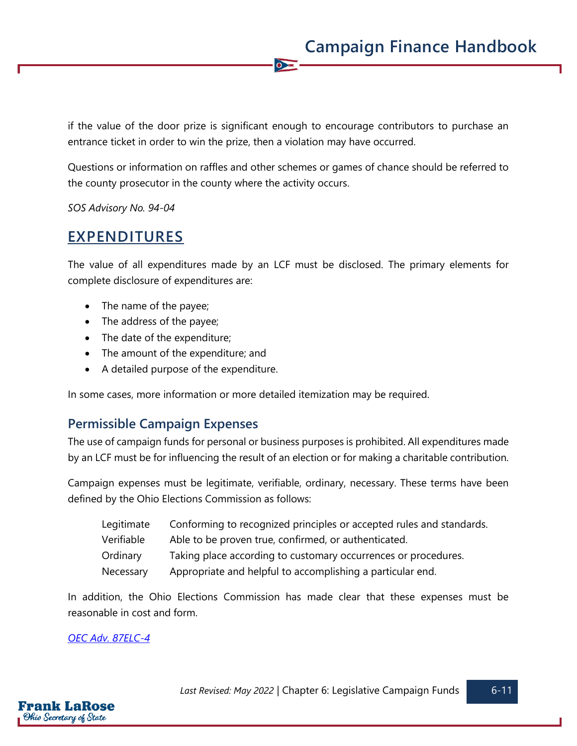if the value of the door prize is significant enough to encourage contributors to purchase an entrance ticket in order to win the prize, then a violation may have occurred.

Questions or information on raffles and other schemes or games of chance should be referred to the county prosecutor in the county where the activity occurs.

*SOS Advisory No. 94-04*

## EXPENDITURES

The value of all expenditures made by an LCF must be disclosed. The primary elements for complete disclosure of expenditures are:

- The name of the payee;
- The address of the payee;
- The date of the expenditure;
- The amount of the expenditure; and
- A detailed purpose of the expenditure.

In some cases, more information or more detailed itemization may be required.

### Permissible Campaign Expenses

The use of campaign funds for personal or business purposes is prohibited. All expenditures made by an LCF must be for influencing the result of an election or for making a charitable contribution.

Campaign expenses must be legitimate, verifiable, ordinary, necessary. These terms have been defined by the Ohio Elections Commission as follows:

| | |
|---|---|
| Legitimate | Conforming to recognized principles or accepted rules and standards. |
| Verifiable | Able to be proven true, confirmed, or authenticated. |
| Ordinary | Taking place according to customary occurrences or procedures. |
| Necessary | Appropriate and helpful to accomplishing a particular end. |

In addition, the Ohio Elections Commission has made clear that these expenses must be reasonable in cost and form.

*OEC Adv. 87ELC-4*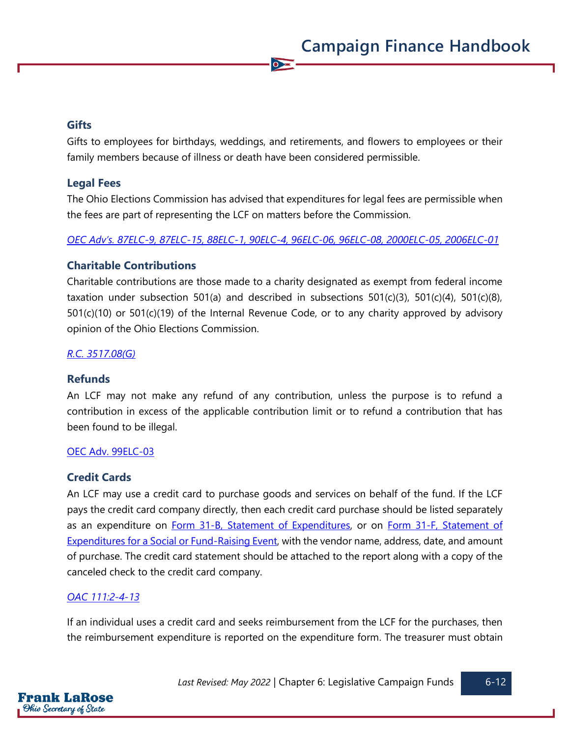### Gifts

Gifts to employees for birthdays, weddings, and retirements, and flowers to employees or their family members because of illness or death have been considered permissible.

### Legal Fees

The Ohio Elections Commission has advised that expenditures for legal fees are permissible when the fees are part of representing the LCF on matters before the Commission.

*OEC Adv's. 87ELC-9, 87ELC-15, 88ELC-1, 90ELC-4, 96ELC-06, 96ELC-08, 2000ELC-05, 2006ELC-01*

### Charitable Contributions

Charitable contributions are those made to a charity designated as exempt from federal income taxation under subsection 501(a) and described in subsections 501(c)(3), 501(c)(4), 501(c)(8), 501(c)(10) or 501(c)(19) of the Internal Revenue Code, or to any charity approved by advisory opinion of the Ohio Elections Commission.

*R.C. 3517.08(G)*

### Refunds

An LCF may not make any refund of any contribution, unless the purpose is to refund a contribution in excess of the applicable contribution limit or to refund a contribution that has been found to be illegal.

OEC Adv. 99ELC-03

### Credit Cards

An LCF may use a credit card to purchase goods and services on behalf of the fund. If the LCF pays the credit card company directly, then each credit card purchase should be listed separately as an expenditure on Form 31-B, Statement of Expenditures, or on Form 31-F, Statement of Expenditures for a Social or Fund-Raising Event, with the vendor name, address, date, and amount of purchase. The credit card statement should be attached to the report along with a copy of the canceled check to the credit card company.

*OAC 111:2-4-13*

If an individual uses a credit card and seeks reimbursement from the LCF for the purchases, then the reimbursement expenditure is reported on the expenditure form. The treasurer must obtain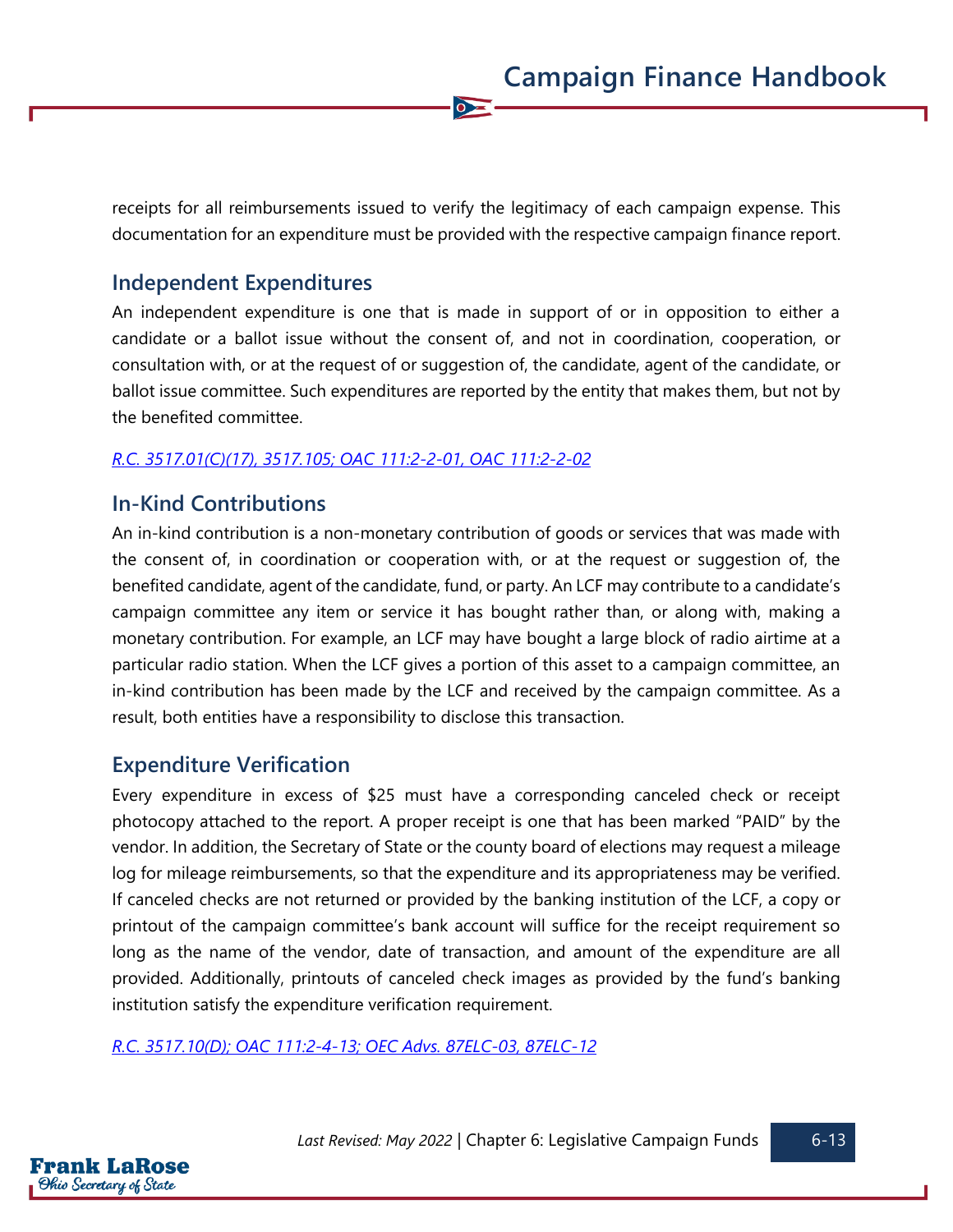receipts for all reimbursements issued to verify the legitimacy of each campaign expense. This documentation for an expenditure must be provided with the respective campaign finance report.

## Independent Expenditures

An independent expenditure is one that is made in support of or in opposition to either a candidate or a ballot issue without the consent of, and not in coordination, cooperation, or consultation with, or at the request of or suggestion of, the candidate, agent of the candidate, or ballot issue committee. Such expenditures are reported by the entity that makes them, but not by the benefited committee.

*R.C. 3517.01(C)(17), 3517.105; OAC 111:2-2-01, OAC 111:2-2-02*

## In-Kind Contributions

An in-kind contribution is a non-monetary contribution of goods or services that was made with the consent of, in coordination or cooperation with, or at the request or suggestion of, the benefited candidate, agent of the candidate, fund, or party. An LCF may contribute to a candidate's campaign committee any item or service it has bought rather than, or along with, making a monetary contribution. For example, an LCF may have bought a large block of radio airtime at a particular radio station. When the LCF gives a portion of this asset to a campaign committee, an in-kind contribution has been made by the LCF and received by the campaign committee. As a result, both entities have a responsibility to disclose this transaction.

## Expenditure Verification

Every expenditure in excess of $25 must have a corresponding canceled check or receipt photocopy attached to the report. A proper receipt is one that has been marked "PAID" by the vendor. In addition, the Secretary of State or the county board of elections may request a mileage log for mileage reimbursements, so that the expenditure and its appropriateness may be verified. If canceled checks are not returned or provided by the banking institution of the LCF, a copy or printout of the campaign committee's bank account will suffice for the receipt requirement so long as the name of the vendor, date of transaction, and amount of the expenditure are all provided. Additionally, printouts of canceled check images as provided by the fund's banking institution satisfy the expenditure verification requirement.

*R.C. 3517.10(D); OAC 111:2-4-13; OEC Advs. 87ELC-03, 87ELC-12*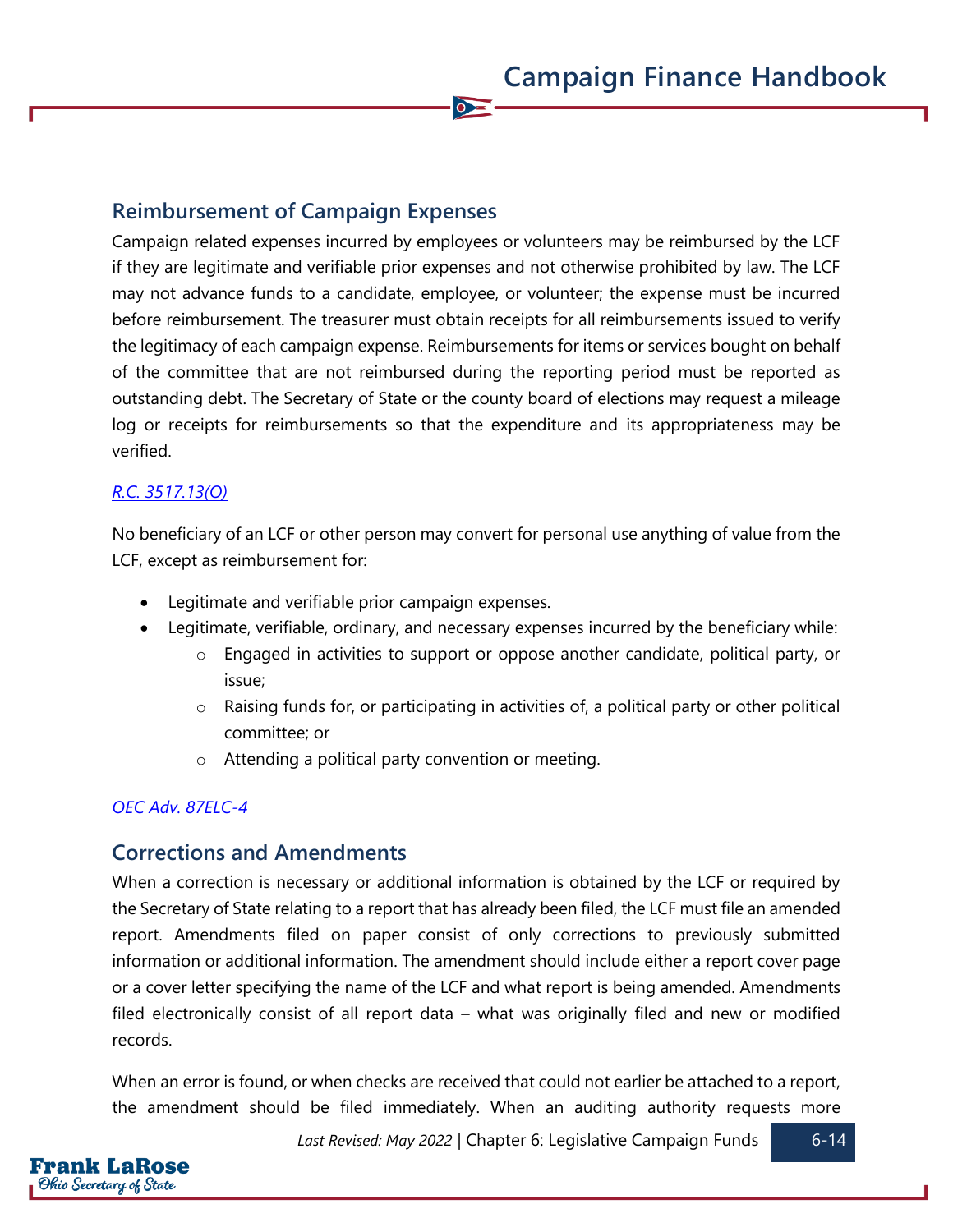## Reimbursement of Campaign Expenses

Campaign related expenses incurred by employees or volunteers may be reimbursed by the LCF if they are legitimate and verifiable prior expenses and not otherwise prohibited by law. The LCF may not advance funds to a candidate, employee, or volunteer; the expense must be incurred before reimbursement. The treasurer must obtain receipts for all reimbursements issued to verify the legitimacy of each campaign expense. Reimbursements for items or services bought on behalf of the committee that are not reimbursed during the reporting period must be reported as outstanding debt. The Secretary of State or the county board of elections may request a mileage log or receipts for reimbursements so that the expenditure and its appropriateness may be verified.

*R.C. 3517.13(O)*

No beneficiary of an LCF or other person may convert for personal use anything of value from the LCF, except as reimbursement for:

- Legitimate and verifiable prior campaign expenses.
- Legitimate, verifiable, ordinary, and necessary expenses incurred by the beneficiary while:
  - Engaged in activities to support or oppose another candidate, political party, or issue;
  - Raising funds for, or participating in activities of, a political party or other political committee; or
  - Attending a political party convention or meeting.

*OEC Adv. 87ELC-4*

## Corrections and Amendments

When a correction is necessary or additional information is obtained by the LCF or required by the Secretary of State relating to a report that has already been filed, the LCF must file an amended report. Amendments filed on paper consist of only corrections to previously submitted information or additional information. The amendment should include either a report cover page or a cover letter specifying the name of the LCF and what report is being amended. Amendments filed electronically consist of all report data – what was originally filed and new or modified records.

When an error is found, or when checks are received that could not earlier be attached to a report, the amendment should be filed immediately. When an auditing authority requests more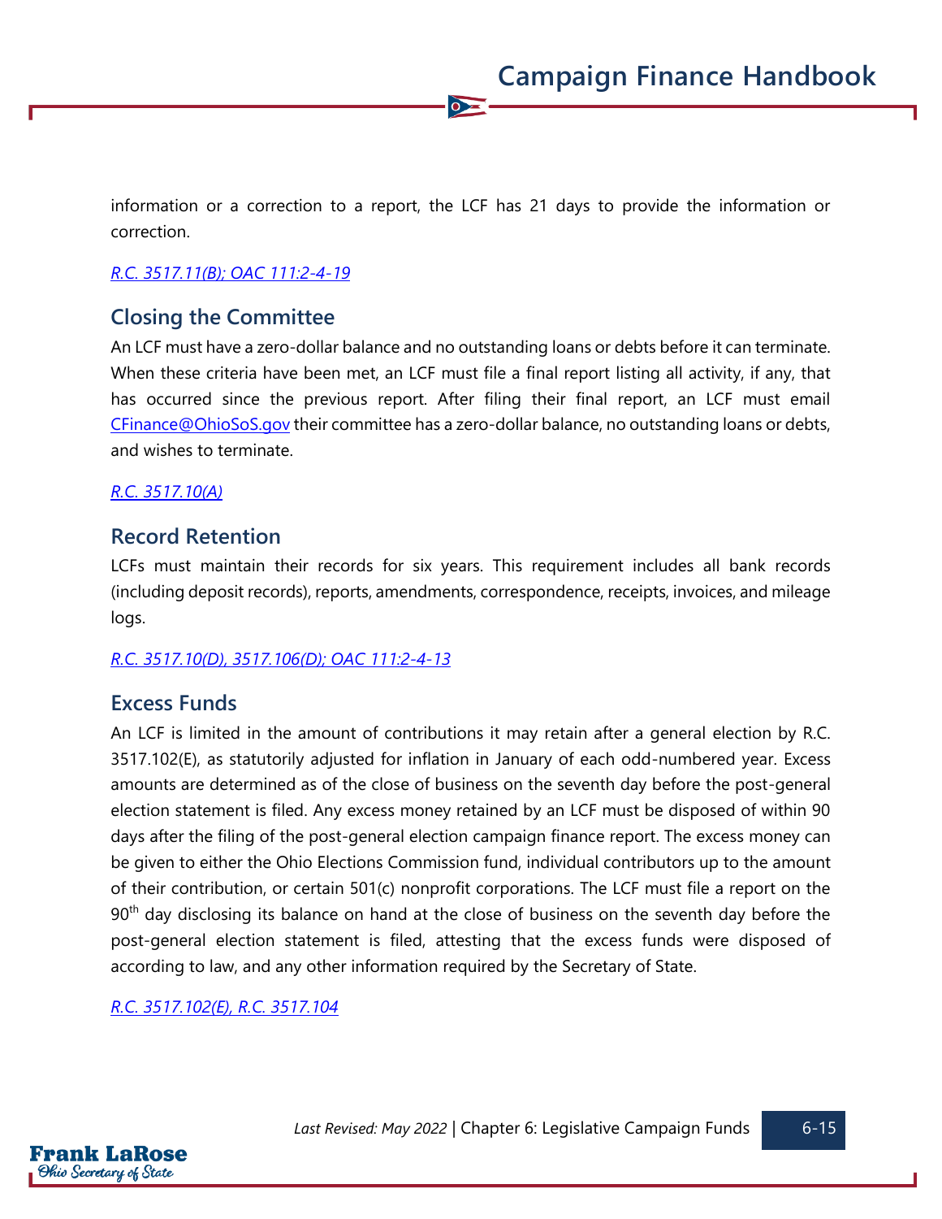information or a correction to a report, the LCF has 21 days to provide the information or correction.

*R.C. 3517.11(B); OAC 111:2-4-19*

## Closing the Committee

An LCF must have a zero-dollar balance and no outstanding loans or debts before it can terminate. When these criteria have been met, an LCF must file a final report listing all activity, if any, that has occurred since the previous report. After filing their final report, an LCF must email CFinance@OhioSoS.gov their committee has a zero-dollar balance, no outstanding loans or debts, and wishes to terminate.

*R.C. 3517.10(A)*

## Record Retention

LCFs must maintain their records for six years. This requirement includes all bank records (including deposit records), reports, amendments, correspondence, receipts, invoices, and mileage logs.

*R.C. 3517.10(D), 3517.106(D); OAC 111:2-4-13*

## Excess Funds

An LCF is limited in the amount of contributions it may retain after a general election by R.C. 3517.102(E), as statutorily adjusted for inflation in January of each odd-numbered year. Excess amounts are determined as of the close of business on the seventh day before the post-general election statement is filed. Any excess money retained by an LCF must be disposed of within 90 days after the filing of the post-general election campaign finance report. The excess money can be given to either the Ohio Elections Commission fund, individual contributors up to the amount of their contribution, or certain 501(c) nonprofit corporations. The LCF must file a report on the 90th day disclosing its balance on hand at the close of business on the seventh day before the post-general election statement is filed, attesting that the excess funds were disposed of according to law, and any other information required by the Secretary of State.

*R.C. 3517.102(E), R.C. 3517.104*